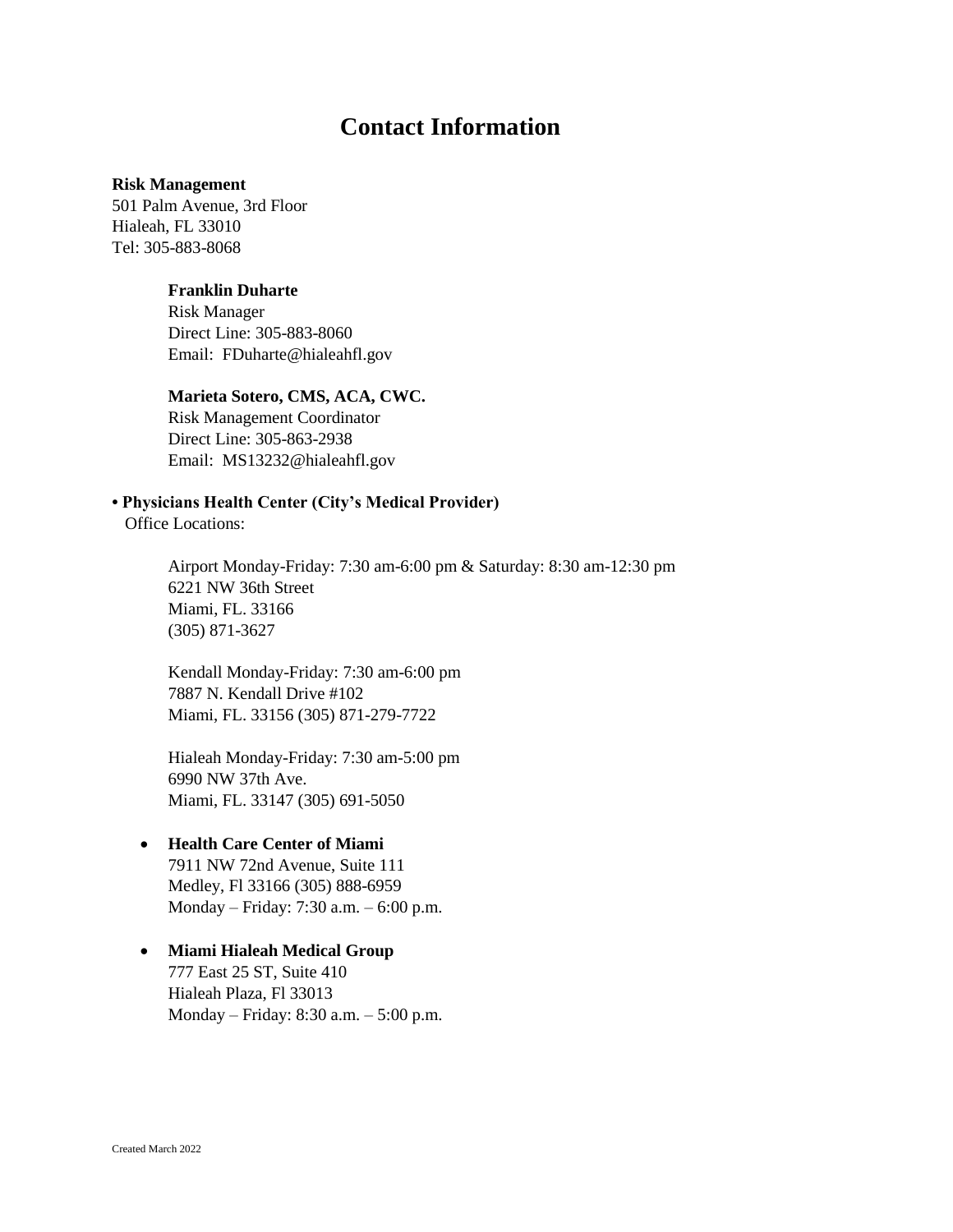# Contact Information

**Risk Management**
501 Palm Avenue, 3rd Floor
Hialeah, FL 33010
Tel: 305-883-8068

**Franklin Duharte**
Risk Manager
Direct Line: 305-883-8060
Email: FDuharte@hialeahfl.gov

**Marieta Sotero, CMS, ACA, CWC.**
Risk Management Coordinator
Direct Line: 305-863-2938
Email: MS13232@hialeahfl.gov

- **Physicians Health Center (City's Medical Provider)**
  Office Locations:

  Airport Monday-Friday: 7:30 am-6:00 pm & Saturday: 8:30 am-12:30 pm
  6221 NW 36th Street
  Miami, FL. 33166
  (305) 871-3627

  Kendall Monday-Friday: 7:30 am-6:00 pm
  7887 N. Kendall Drive #102
  Miami, FL. 33156 (305) 871-279-7722

  Hialeah Monday-Friday: 7:30 am-5:00 pm
  6990 NW 37th Ave.
  Miami, FL. 33147 (305) 691-5050

- **Health Care Center of Miami**
  7911 NW 72nd Avenue, Suite 111
  Medley, Fl 33166 (305) 888-6959
  Monday – Friday: 7:30 a.m. – 6:00 p.m.

- **Miami Hialeah Medical Group**
  777 East 25 ST, Suite 410
  Hialeah Plaza, Fl 33013
  Monday – Friday: 8:30 a.m. – 5:00 p.m.

Created March 2022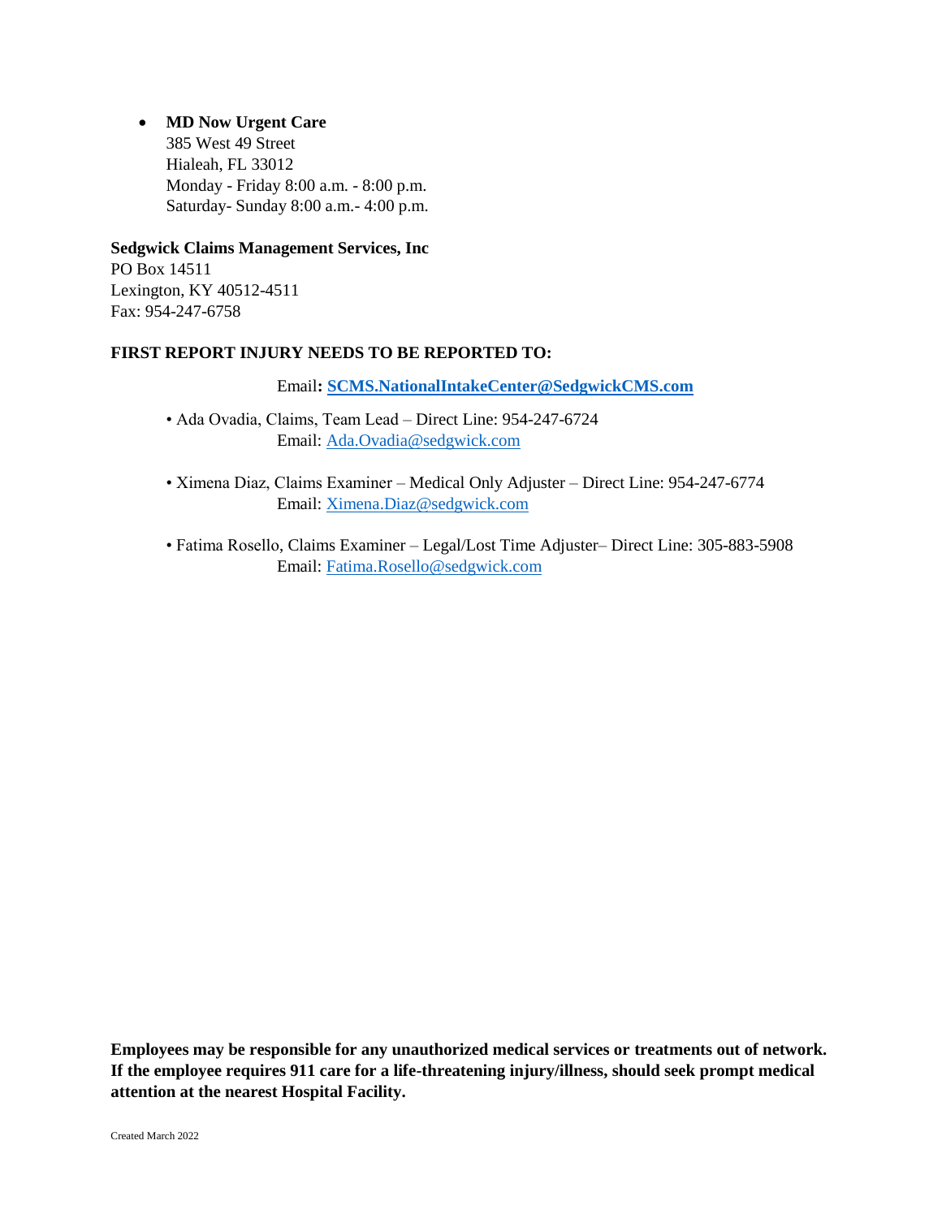- **MD Now Urgent Care**
  385 West 49 Street
  Hialeah, FL 33012
  Monday - Friday 8:00 a.m. - 8:00 p.m.
  Saturday- Sunday 8:00 a.m.- 4:00 p.m.

**Sedgwick Claims Management Services, Inc**
PO Box 14511
Lexington, KY 40512-4511
Fax: 954-247-6758

**FIRST REPORT INJURY NEEDS TO BE REPORTED TO:**

Email**: SCMS.NationalIntakeCenter@SedgwickCMS.com**

- Ada Ovadia, Claims, Team Lead – Direct Line: 954-247-6724
  Email: Ada.Ovadia@sedgwick.com

- Ximena Diaz, Claims Examiner – Medical Only Adjuster – Direct Line: 954-247-6774
  Email: Ximena.Diaz@sedgwick.com

- Fatima Rosello, Claims Examiner – Legal/Lost Time Adjuster– Direct Line: 305-883-5908
  Email: Fatima.Rosello@sedgwick.com

**Employees may be responsible for any unauthorized medical services or treatments out of network. If the employee requires 911 care for a life-threatening injury/illness, should seek prompt medical attention at the nearest Hospital Facility.**

Created March 2022